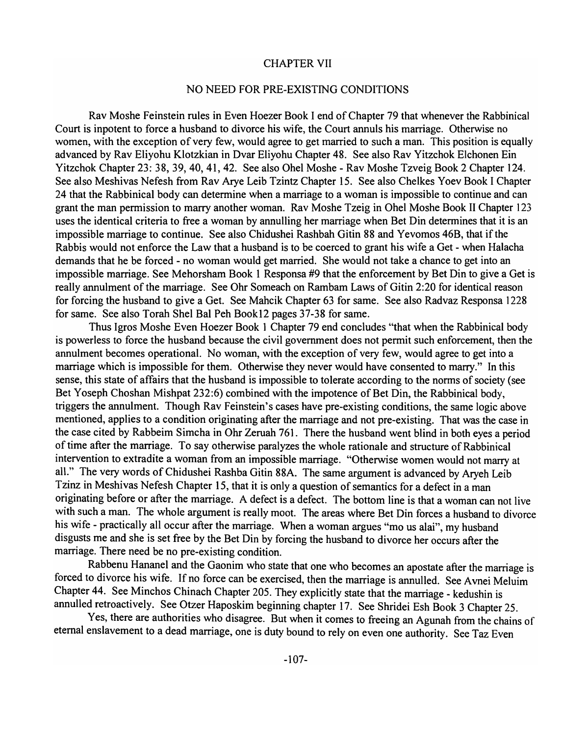# CHAPTER VII

## NO NEED FOR PRE-EXISTING CONDITIONS

Rav Moshe Feinstein rules in Even Hoezer Book I end of Chapter 79 that whenever the Rabbinical Court is inpotent to force a husband to divorce his wife, the Court annuls his marriage. Otherwise no women, with the exception of very few, would agree to get married to such a man. This position is equally advanced by Rav Eliyohu Klotzkian in Dvar Eliyohu Chapter 48. See also Rav Yitzchok Elchonen Ein Yitzchok Chapter 23: 38, 39, 40, 41, 42. See also Ohel Moshe - Rav Moshe Tzveig Book 2 Chapter 124. See also Meshivas Nefesh from Rav Arye Leib Tzintz Chapter 15. See also Chelkes Yoev Book I Chapter 24 that the Rabbinical body can determine when a marriage to a woman is impossible to continue and can grant the man permission to marry another woman. Rav Moshe Tzeig in Ohel Moshe Book II Chapter 123 uses the identical criteria to free a woman by annulling her marriage when Bet Din determines that it is an impossible marriage to continue. See also Chidushei Rashbah Gitin 88 and Yevomos 46B, that if the Rabbis would not enforce the Law that a husband is to be coerced to grant his wife a Get - when Halacha demands that he be forced - no woman would get married. She would not take a chance to get into an impossible marriage. See Mehorsham Book 1 Responsa #9 that the enforcement by Bet Din to give a Get is really annulment of the marriage. See Ohr Someach on Rambam Laws of Gitin 2:20 for identical reason for forcing the husband to give a Get. See Mahcik Chapter 63 for same. See also Radvaz Responsa 1228 for same. See also Torah Shel Bal Peh Book12 pages 37-38 for same.

Thus Igros Moshe Even Hoezer Book 1 Chapter 79 end concludes "that when the Rabbinical body is powerless to force the husband because the civil government does not permit such enforcement, then the annulment becomes operational. No woman, with the exception of very few, would agree to get into a marriage which is impossible for them. Otherwise they never would have consented to marry." In this sense, this state of affairs that the husband is impossible to tolerate according to the norms of society (see Bet Yoseph Choshan Mishpat 232:6) combined with the impotence of Bet Din, the Rabbinical body, triggers the annulment. Though Rav Feinstein's cases have pre-existing conditions, the same logic above mentioned, applies to a condition originating after the marriage and not pre-existing. That was the case in the case cited by Rabbeim Simcha in Ohr Zeruah 761. There the husband went blind in both eyes a period of time after the marriage. To say otherwise paralyzes the whole rationale and structure of Rabbinical intervention to extradite a woman from an impossible marriage. "Otherwise women would not marry at all." The very words of Chidushei Rashba Gitin 88A. The same argument is advanced by Aryeh Leib Tzinz in Meshivas Nefesh Chapter 15, that it is only a question of semantics for a defect in a man originating before or after the marriage. A defect is a defect. The bottom line is that a woman can not live with such a man. The whole argument is really moot. The areas where Bet Din forces a husband to divorce his wife - practically all occur after the marriage. When a woman argues "mo us alai", my husband disgusts me and she is set free by the Bet Din by forcing the husband to divorce her occurs after the marriage. There need be no pre-existing condition.

Rabbenu Hananel and the Gaonim who state that one who becomes an apostate after the marriage is forced to divorce his wife. If no force can be exercised, then the marriage is annulled. See Avnei Meluim Chapter 44. See Minchos Chinach Chapter 205. They explicitly state that the marriage - kedushin is annulled retroactively. See Otzer Haposkim beginning chapter 17. See Shridei Esh Book 3 Chapter 25.

Yes, there are authorities who disagree. But when it comes to freeing an Agunah from the chains of eternal enslavement to a dead marriage, one is duty bound to rely on even one authority. See Taz Even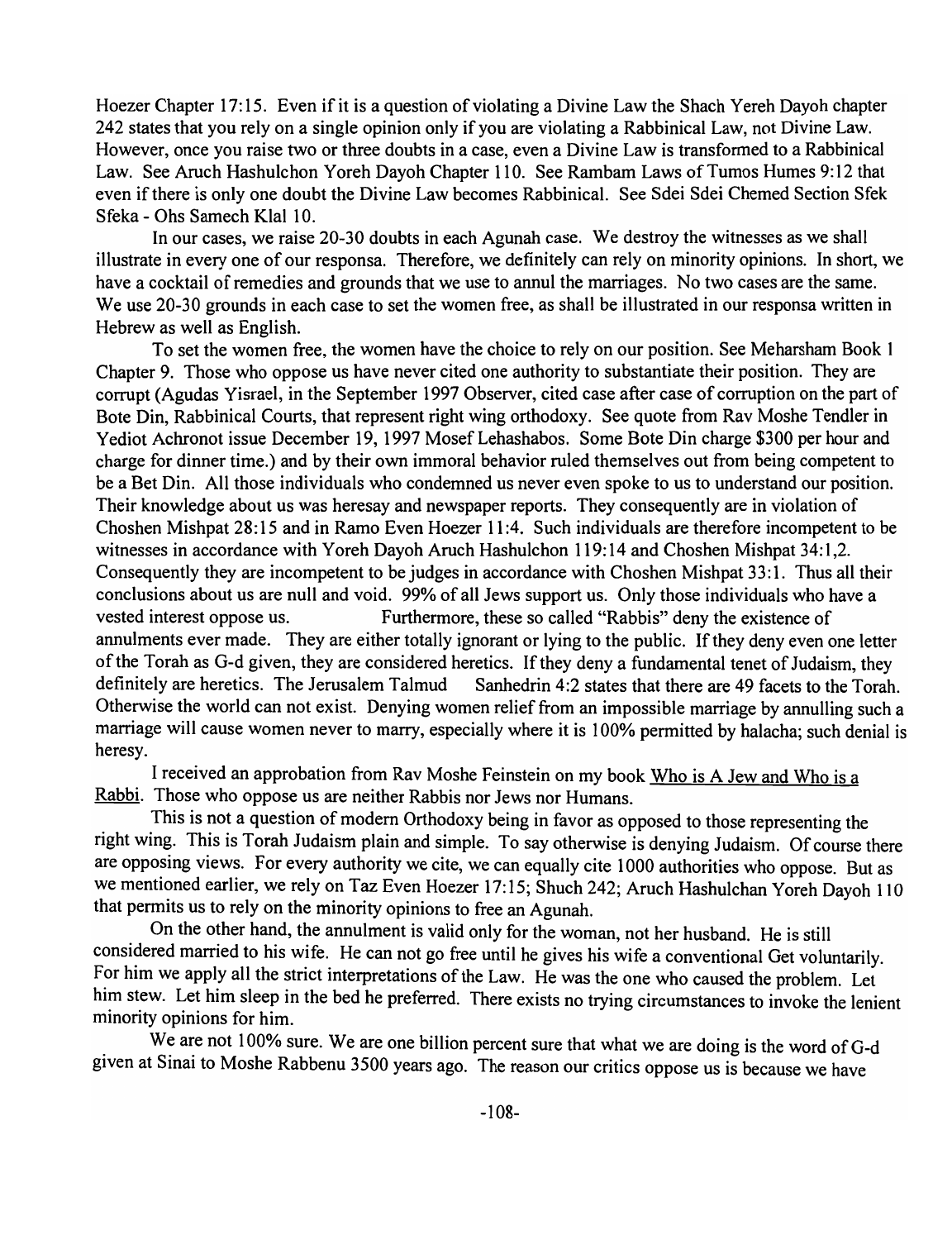Hoezer Chapter 17:15. Even if it is a question of violating a Divine Law the Shach Yereh Dayoh chapter 242 states that you rely on a single opinion only if you are violating a Rabbinical Law, not Divine Law. However, once you raise two or three doubts in a case, even a Divine Law is transformed to a Rabbinical Law. See Aruch Hashulchon Yoreh Dayoh Chapter 110. See Rambam Laws of Tumos Humes 9:12 that even if there is only one doubt the Divine Law becomes Rabbinical. See Sdei Sdei Chemed Section Sfek Sfeka - Ohs Samech Klal 10.

In our cases, we raise 20-30 doubts in each Agunah case. We destroy the witnesses as we shall illustrate in every one of our responsa. Therefore, we definitely can rely on minority opinions. In short, we have a cocktail of remedies and grounds that we use to annul the marriages. No two cases are the same. We use 20-30 grounds in each case to set the women free, as shall be illustrated in our responsa written in Hebrew as well as English.

To set the women free, the women have the choice to rely on our position. See Meharsham Book 1 Chapter 9. Those who oppose us have never cited one authority to substantiate their position. They are corrupt (Agudas Yisrael, in the September 1997 Observer, cited case after case of corruption on the part of Bote Din, Rabbinical Courts, that represent right wing orthodoxy. See quote from Rav Moshe Tendler in Yediot Achronot issue December 19, 1997 Mosef Lehashabos. Some Bote Din charge $300 per hour and charge for dinner time.) and by their own immoral behavior ruled themselves out from being competent to be a Bet Din. All those individuals who condemned us never even spoke to us to understand our position. Their knowledge about us was heresay and newspaper reports. They consequently are in violation of Choshen Mishpat 28:15 and in Ramo Even Hoezer 11:4. Such individuals are therefore incompetent to be witnesses in accordance with Yoreh Dayoh Aruch Hashulchon 119:14 and Choshen Mishpat 34:1,2. Consequently they are incompetent to be judges in accordance with Choshen Mishpat 33:1. Thus all their conclusions about us are null and void. 99% of all Jews support us. Only those individuals who have a vested interest oppose us. Furthermore, these so called "Rabbis" deny the existence of annulments ever made. They are either totally ignorant or lying to the public. If they deny even one letter of the Torah as G-d given, they are considered heretics. If they deny a fundamental tenet of Judaism, they definitely are heretics. The Jerusalem Talmud Sanhedrin 4:2 states that there are 49 facets to the Torah. Otherwise the world can not exist. Denying women relief from an impossible marriage by annulling such a marriage will cause women never to marry, especially where it is 100% permitted by halacha; such denial is heresy.

I received an approbation from Rav Moshe Feinstein on my book Who is A Jew and Who is a Rabbi. Those who oppose us are neither Rabbis nor Jews nor Humans.

This is not a question of modern Orthodoxy being in favor as opposed to those representing the right wing. This is Torah Judaism plain and simple. To say otherwise is denying Judaism. Of course there are opposing views. For every authority we cite, we can equally cite 1000 authorities who oppose. But as we mentioned earlier, we rely on Taz Even Hoezer 17:15; Shuch 242; Aruch Hashulchan Yoreh Dayoh 110 that permits us to rely on the minority opinions to free an Agunah.

On the other hand, the annulment is valid only for the woman, not her husband. He is still considered married to his wife. He can not go free until he gives his wife a conventional Get voluntarily. For him we apply all the strict interpretations of the Law. He was the one who caused the problem. Let him stew. Let him sleep in the bed he preferred. There exists no trying circumstances to invoke the lenient minority opinions for him.

We are not 100% sure. We are one billion percent sure that what we are doing is the word of G-d given at Sinai to Moshe Rabbenu 3500 years ago. The reason our critics oppose us is because we have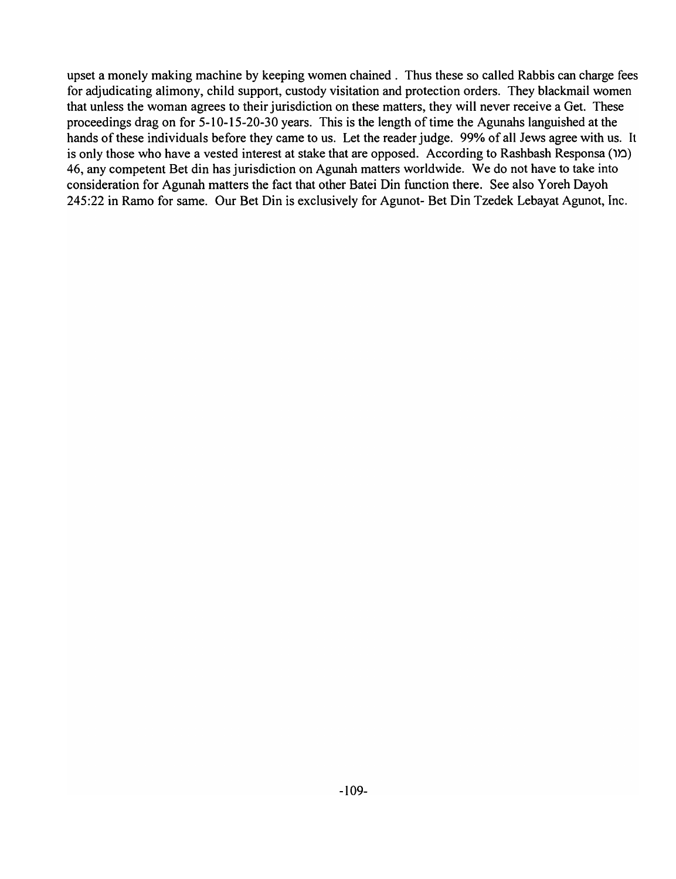upset a monely making machine by keeping women chained . Thus these so called Rabbis can charge fees for adjudicating alimony, child support, custody visitation and protection orders. They blackmail women that unless the woman agrees to their jurisdiction on these matters, they will never receive a Get. These proceedings drag on for 5-10-15-20-30 years. This is the length of time the Agunahs languished at the hands of these individuals before they came to us. Let the reader judge. 99% of all Jews agree with us. It is only those who have a vested interest at stake that are opposed. According to Rashbash Responsa (מו) 46, any competent Bet din has jurisdiction on Agunah matters worldwide. We do not have to take into consideration for Agunah matters the fact that other Batei Din function there. See also Yoreh Dayoh 245:22 in Ramo for same. Our Bet Din is exclusively for Agunot- Bet Din Tzedek Lebayat Agunot, Inc.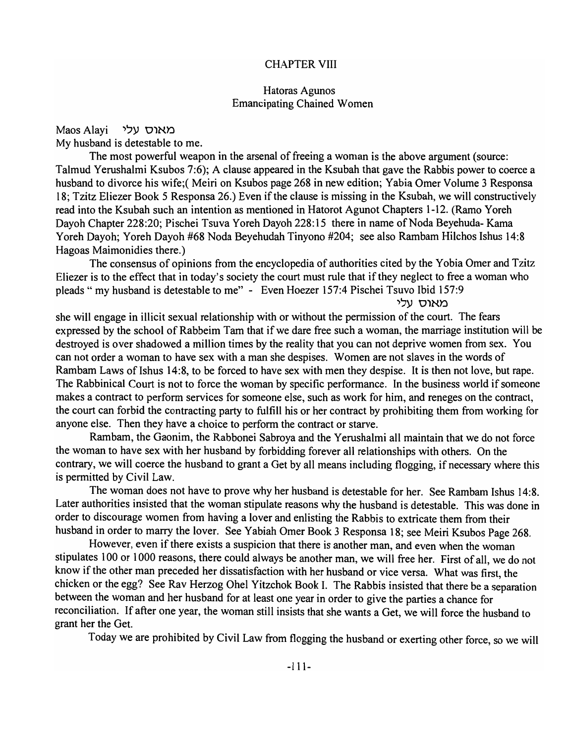## CHAPTER VIII

### Hatoras Agunos
### Emancipating Chained Women

Maos Alayi מאוס עלי
My husband is detestable to me.

The most powerful weapon in the arsenal of freeing a woman is the above argument (source: Talmud Yerushalmi Ksubos 7:6); A clause appeared in the Ksubah that gave the Rabbis power to coerce a husband to divorce his wife;( Meiri on Ksubos page 268 in new edition; Yabia Omer Volume 3 Responsa 18; Tzitz Eliezer Book 5 Responsa 26.) Even if the clause is missing in the Ksubah, we will constructively read into the Ksubah such an intention as mentioned in Hatorot Agunot Chapters 1-12. (Ramo Yoreh Dayoh Chapter 228:20; Pischei Tsuva Yoreh Dayoh 228:15 there in name of Noda Beyehuda- Kama Yoreh Dayoh; Yoreh Dayoh #68 Noda Beyehudah Tinyono #204; see also Rambam Hilchos Ishus 14:8 Hagoas Maimonidies there.)

The consensus of opinions from the encyclopedia of authorities cited by the Yobia Omer and Tzitz Eliezer is to the effect that in today's society the court must rule that if they neglect to free a woman who pleads " my husband is detestable to me" - Even Hoezer 157:4 Pischei Tsuvo Ibid 157:9

מאוס עלי

she will engage in illicit sexual relationship with or without the permission of the court. The fears expressed by the school of Rabbeim Tam that if we dare free such a woman, the marriage institution will be destroyed is over shadowed a million times by the reality that you can not deprive women from sex. You can not order a woman to have sex with a man she despises. Women are not slaves in the words of Rambam Laws of Ishus 14:8, to be forced to have sex with men they despise. It is then not love, but rape. The Rabbinical Court is not to force the woman by specific performance. In the business world if someone makes a contract to perform services for someone else, such as work for him, and reneges on the contract, the court can forbid the contracting party to fulfill his or her contract by prohibiting them from working for anyone else. Then they have a choice to perform the contract or starve.

Rambam, the Gaonim, the Rabbonei Sabroya and the Yerushalmi all maintain that we do not force the woman to have sex with her husband by forbidding forever all relationships with others. On the contrary, we will coerce the husband to grant a Get by all means including flogging, if necessary where this is permitted by Civil Law.

The woman does not have to prove why her husband is detestable for her. See Rambam Ishus 14:8. Later authorities insisted that the woman stipulate reasons why the husband is detestable. This was done in order to discourage women from having a lover and enlisting the Rabbis to extricate them from their husband in order to marry the lover. See Yabiah Omer Book 3 Responsa 18; see Meiri Ksubos Page 268.

However, even if there exists a suspicion that there is another man, and even when the woman stipulates 100 or 1000 reasons, there could always be another man, we will free her. First of all, we do not know if the other man preceded her dissatisfaction with her husband or vice versa. What was first, the chicken or the egg? See Rav Herzog Ohel Yitzchok Book I. The Rabbis insisted that there be a separation between the woman and her husband for at least one year in order to give the parties a chance for reconciliation. If after one year, the woman still insists that she wants a Get, we will force the husband to grant her the Get.

Today we are prohibited by Civil Law from flogging the husband or exerting other force, so we will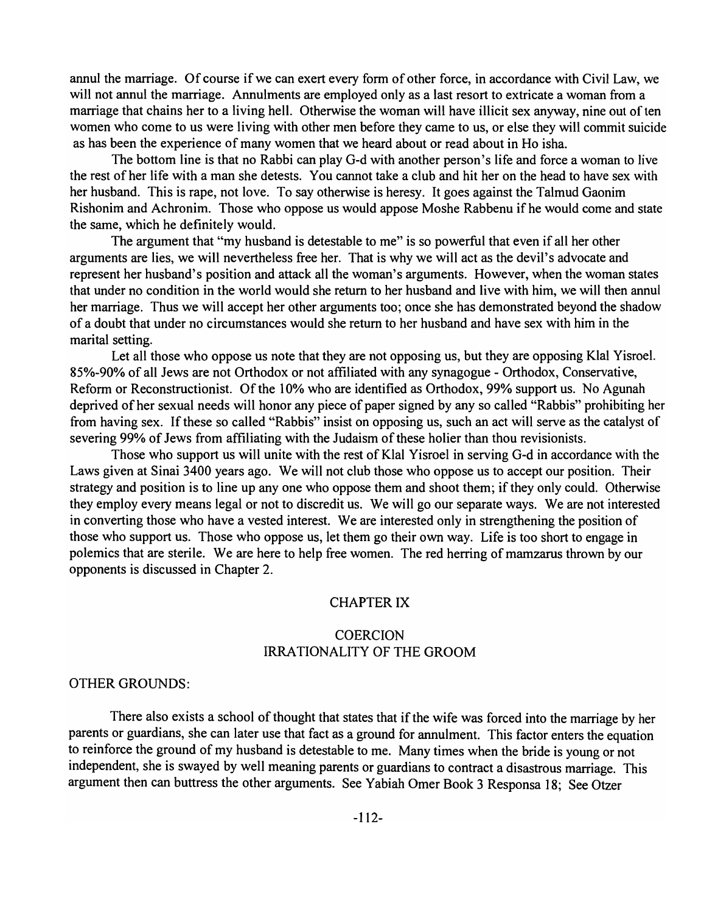annul the marriage. Of course if we can exert every form of other force, in accordance with Civil Law, we will not annul the marriage. Annulments are employed only as a last resort to extricate a woman from a marriage that chains her to a living hell. Otherwise the woman will have illicit sex anyway, nine out of ten women who come to us were living with other men before they came to us, or else they will commit suicide as has been the experience of many women that we heard about or read about in Ho isha.

The bottom line is that no Rabbi can play G-d with another person's life and force a woman to live the rest of her life with a man she detests. You cannot take a club and hit her on the head to have sex with her husband. This is rape, not love. To say otherwise is heresy. It goes against the Talmud Gaonim Rishonim and Achronim. Those who oppose us would appose Moshe Rabbenu if he would come and state the same, which he definitely would.

The argument that "my husband is detestable to me" is so powerful that even if all her other arguments are lies, we will nevertheless free her. That is why we will act as the devil's advocate and represent her husband's position and attack all the woman's arguments. However, when the woman states that under no condition in the world would she return to her husband and live with him, we will then annul her marriage. Thus we will accept her other arguments too; once she has demonstrated beyond the shadow of a doubt that under no circumstances would she return to her husband and have sex with him in the marital setting.

Let all those who oppose us note that they are not opposing us, but they are opposing Klal Yisroel. 85%-90% of all Jews are not Orthodox or not affiliated with any synagogue - Orthodox, Conservative, Reform or Reconstructionist. Of the 10% who are identified as Orthodox, 99% support us. No Agunah deprived of her sexual needs will honor any piece of paper signed by any so called "Rabbis" prohibiting her from having sex. If these so called "Rabbis" insist on opposing us, such an act will serve as the catalyst of severing 99% of Jews from affiliating with the Judaism of these holier than thou revisionists.

Those who support us will unite with the rest of Klal Yisroel in serving G-d in accordance with the Laws given at Sinai 3400 years ago. We will not club those who oppose us to accept our position. Their strategy and position is to line up any one who oppose them and shoot them; if they only could. Otherwise they employ every means legal or not to discredit us. We will go our separate ways. We are not interested in converting those who have a vested interest. We are interested only in strengthening the position of those who support us. Those who oppose us, let them go their own way. Life is too short to engage in polemics that are sterile. We are here to help free women. The red herring of mamzarus thrown by our opponents is discussed in Chapter 2.

## CHAPTER IX

## COERCION
## IRRATIONALITY OF THE GROOM

OTHER GROUNDS:

There also exists a school of thought that states that if the wife was forced into the marriage by her parents or guardians, she can later use that fact as a ground for annulment. This factor enters the equation to reinforce the ground of my husband is detestable to me. Many times when the bride is young or not independent, she is swayed by well meaning parents or guardians to contract a disastrous marriage. This argument then can buttress the other arguments. See Yabiah Omer Book 3 Responsa 18; See Otzer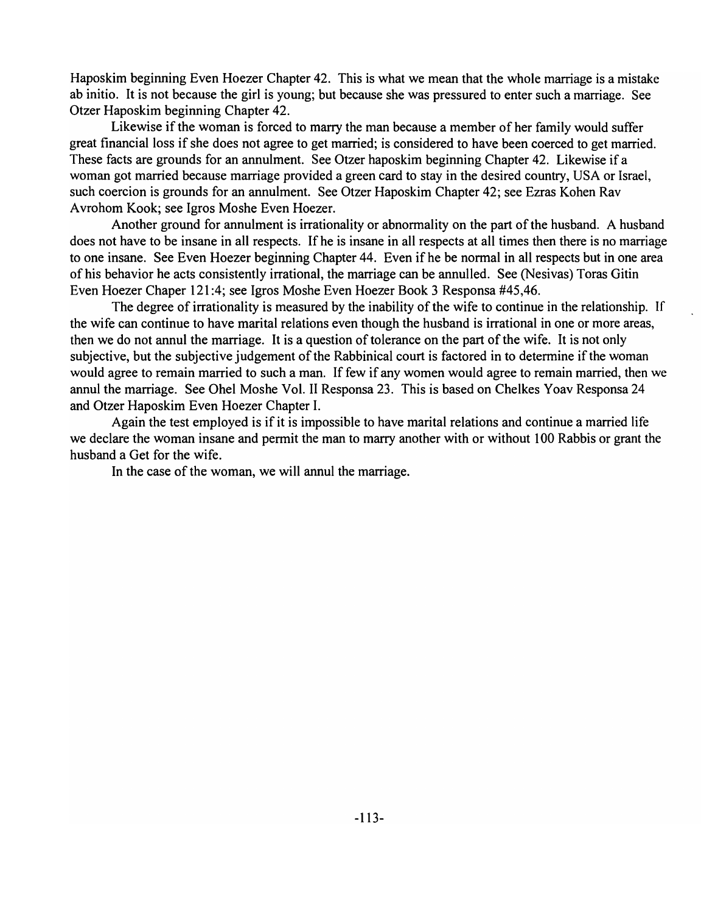Haposkim beginning Even Hoezer Chapter 42. This is what we mean that the whole marriage is a mistake ab initio. It is not because the girl is young; but because she was pressured to enter such a marriage. See Otzer Haposkim beginning Chapter 42.

Likewise if the woman is forced to marry the man because a member of her family would suffer great financial loss if she does not agree to get married; is considered to have been coerced to get married. These facts are grounds for an annulment. See Otzer haposkim beginning Chapter 42. Likewise if a woman got married because marriage provided a green card to stay in the desired country, USA or Israel, such coercion is grounds for an annulment. See Otzer Haposkim Chapter 42; see Ezras Kohen Rav Avrohom Kook; see Igros Moshe Even Hoezer.

Another ground for annulment is irrationality or abnormality on the part of the husband. A husband does not have to be insane in all respects. If he is insane in all respects at all times then there is no marriage to one insane. See Even Hoezer beginning Chapter 44. Even if he be normal in all respects but in one area of his behavior he acts consistently irrational, the marriage can be annulled. See (Nesivas) Toras Gitin Even Hoezer Chaper 121:4; see Igros Moshe Even Hoezer Book 3 Responsa #45,46.

The degree of irrationality is measured by the inability of the wife to continue in the relationship. If the wife can continue to have marital relations even though the husband is irrational in one or more areas, then we do not annul the marriage. It is a question of tolerance on the part of the wife. It is not only subjective, but the subjective judgement of the Rabbinical court is factored in to determine if the woman would agree to remain married to such a man. If few if any women would agree to remain married, then we annul the marriage. See Ohel Moshe Vol. II Responsa 23. This is based on Chelkes Yoav Responsa 24 and Otzer Haposkim Even Hoezer Chapter I.

Again the test employed is if it is impossible to have marital relations and continue a married life we declare the woman insane and permit the man to marry another with or without 100 Rabbis or grant the husband a Get for the wife.

In the case of the woman, we will annul the marriage.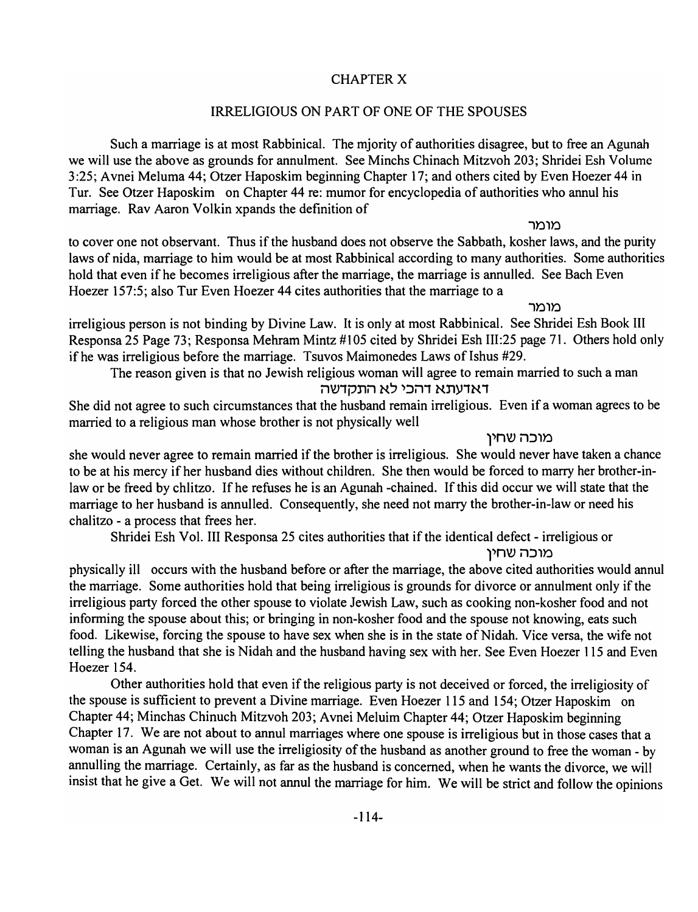## CHAPTER X

### IRRELIGIOUS ON PART OF ONE OF THE SPOUSES

Such a marriage is at most Rabbinical. The mjority of authorities disagree, but to free an Agunah we will use the above as grounds for annulment. See Minchs Chinach Mitzvoh 203; Shridei Esh Volume 3:25; Avnei Meluma 44; Otzer Haposkim beginning Chapter 17; and others cited by Even Hoezer 44 in Tur. See Otzer Haposkim on Chapter 44 re: mumor for encyclopedia of authorities who annul his marriage. Rav Aaron Volkin xpands the definition of

מומר

to cover one not observant. Thus if the husband does not observe the Sabbath, kosher laws, and the purity laws of nida, marriage to him would be at most Rabbinical according to many authorities. Some authorities hold that even if he becomes irreligious after the marriage, the marriage is annulled. See Bach Even Hoezer 157:5; also Tur Even Hoezer 44 cites authorities that the marriage to a

מומר

irreligious person is not binding by Divine Law. It is only at most Rabbinical. See Shridei Esh Book III Responsa 25 Page 73; Responsa Mehram Mintz #105 cited by Shridei Esh III:25 page 71. Others hold only if he was irreligious before the marriage. Tsuvos Maimonedes Laws of Ishus #29.

The reason given is that no Jewish religious woman will agree to remain married to such a man

דאדעתא דהכי לא התקדשה

She did not agree to such circumstances that the husband remain irreligious. Even if a woman agrees to be married to a religious man whose brother is not physically well

מוכה שחין

she would never agree to remain married if the brother is irreligious. She would never have taken a chance to be at his mercy if her husband dies without children. She then would be forced to marry her brother-in-law or be freed by chlitzo. If he refuses he is an Agunah -chained. If this did occur we will state that the marriage to her husband is annulled. Consequently, she need not marry the brother-in-law or need his chalitzo - a process that frees her.

Shridei Esh Vol. III Responsa 25 cites authorities that if the identical defect - irreligious or

מוכה שחין

physically ill occurs with the husband before or after the marriage, the above cited authorities would annul the marriage. Some authorities hold that being irreligious is grounds for divorce or annulment only if the irreligious party forced the other spouse to violate Jewish Law, such as cooking non-kosher food and not informing the spouse about this; or bringing in non-kosher food and the spouse not knowing, eats such food. Likewise, forcing the spouse to have sex when she is in the state of Nidah. Vice versa, the wife not telling the husband that she is Nidah and the husband having sex with her. See Even Hoezer 115 and Even Hoezer 154.

Other authorities hold that even if the religious party is not deceived or forced, the irreligiosity of the spouse is sufficient to prevent a Divine marriage. Even Hoezer 115 and 154; Otzer Haposkim on Chapter 44; Minchas Chinuch Mitzvoh 203; Avnei Meluim Chapter 44; Otzer Haposkim beginning Chapter 17. We are not about to annul marriages where one spouse is irreligious but in those cases that a woman is an Agunah we will use the irreligiosity of the husband as another ground to free the woman - by annulling the marriage. Certainly, as far as the husband is concerned, when he wants the divorce, we will insist that he give a Get. We will not annul the marriage for him. We will be strict and follow the opinions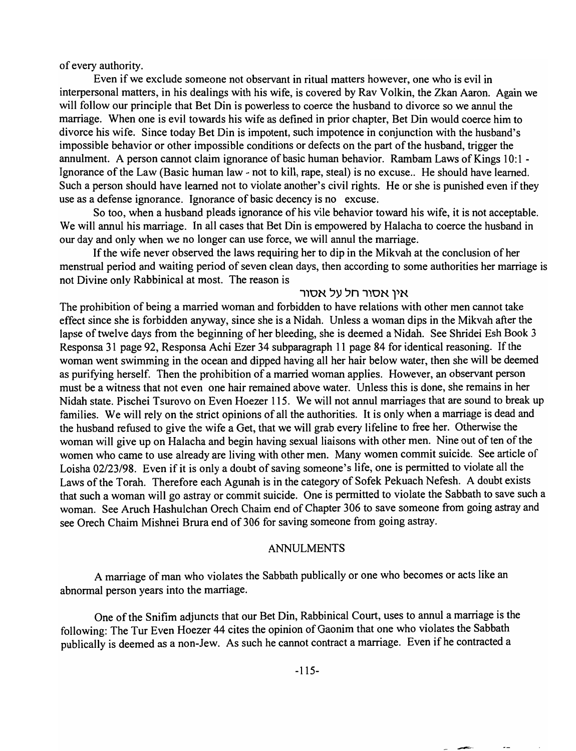of every authority.

Even if we exclude someone not observant in ritual matters however, one who is evil in interpersonal matters, in his dealings with his wife, is covered by Rav Volkin, the Zkan Aaron. Again we will follow our principle that Bet Din is powerless to coerce the husband to divorce so we annul the marriage. When one is evil towards his wife as defined in prior chapter, Bet Din would coerce him to divorce his wife. Since today Bet Din is impotent, such impotence in conjunction with the husband's impossible behavior or other impossible conditions or defects on the part of the husband, trigger the annulment. A person cannot claim ignorance of basic human behavior. Rambam Laws of Kings 10:1 - Ignorance of the Law (Basic human law - not to kill, rape, steal) is no excuse.. He should have learned. Such a person should have learned not to violate another's civil rights. He or she is punished even if they use as a defense ignorance. Ignorance of basic decency is no excuse.

So too, when a husband pleads ignorance of his vile behavior toward his wife, it is not acceptable. We will annul his marriage. In all cases that Bet Din is empowered by Halacha to coerce the husband in our day and only when we no longer can use force, we will annul the marriage.

If the wife never observed the laws requiring her to dip in the Mikvah at the conclusion of her menstrual period and waiting period of seven clean days, then according to some authorities her marriage is not Divine only Rabbinical at most. The reason is

אין אסור חל על אסור

The prohibition of being a married woman and forbidden to have relations with other men cannot take effect since she is forbidden anyway, since she is a Nidah. Unless a woman dips in the Mikvah after the lapse of twelve days from the beginning of her bleeding, she is deemed a Nidah. See Shridei Esh Book 3 Responsa 31 page 92, Responsa Achi Ezer 34 subparagraph 11 page 84 for identical reasoning. If the woman went swimming in the ocean and dipped having all her hair below water, then she will be deemed as purifying herself. Then the prohibition of a married woman applies. However, an observant person must be a witness that not even one hair remained above water. Unless this is done, she remains in her Nidah state. Pischei Tsurovo on Even Hoezer 115. We will not annul marriages that are sound to break up families. We will rely on the strict opinions of all the authorities. It is only when a marriage is dead and the husband refused to give the wife a Get, that we will grab every lifeline to free her. Otherwise the woman will give up on Halacha and begin having sexual liaisons with other men. Nine out of ten of the women who came to use already are living with other men. Many women commit suicide. See article of Loisha 02/23/98. Even if it is only a doubt of saving someone's life, one is permitted to violate all the Laws of the Torah. Therefore each Agunah is in the category of Sofek Pekuach Nefesh. A doubt exists that such a woman will go astray or commit suicide. One is permitted to violate the Sabbath to save such a woman. See Aruch Hashulchan Orech Chaim end of Chapter 306 to save someone from going astray and see Orech Chaim Mishnei Brura end of 306 for saving someone from going astray.

## ANNULMENTS

A marriage of man who violates the Sabbath publically or one who becomes or acts like an abnormal person years into the marriage.

One of the Snifim adjuncts that our Bet Din, Rabbinical Court, uses to annul a marriage is the following: The Tur Even Hoezer 44 cites the opinion of Gaonim that one who violates the Sabbath publically is deemed as a non-Jew. As such he cannot contract a marriage. Even if he contracted a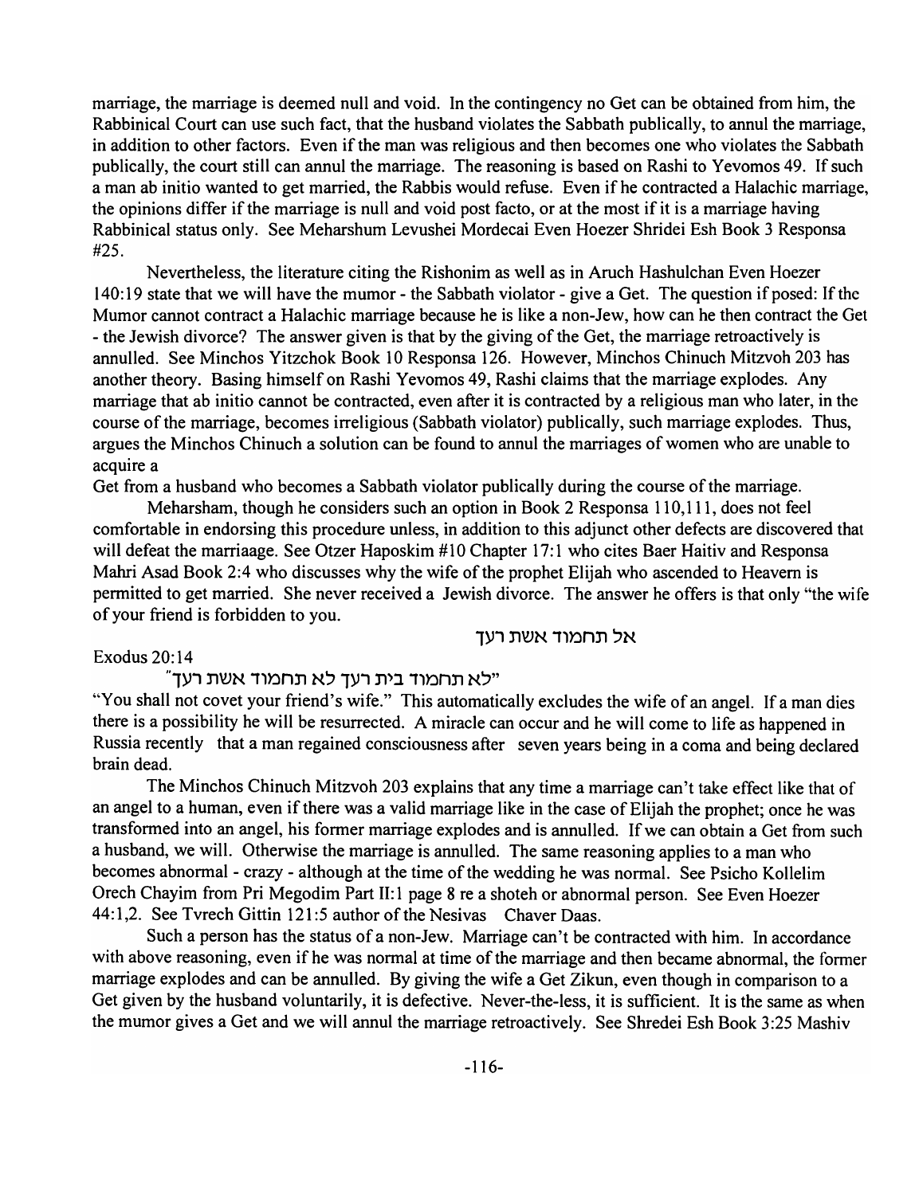marriage, the marriage is deemed null and void. In the contingency no Get can be obtained from him, the Rabbinical Court can use such fact, that the husband violates the Sabbath publically, to annul the marriage, in addition to other factors. Even if the man was religious and then becomes one who violates the Sabbath publically, the court still can annul the marriage. The reasoning is based on Rashi to Yevomos 49. If such a man ab initio wanted to get married, the Rabbis would refuse. Even if he contracted a Halachic marriage, the opinions differ if the marriage is null and void post facto, or at the most if it is a marriage having Rabbinical status only. See Meharshum Levushei Mordecai Even Hoezer Shridei Esh Book 3 Responsa #25.

Nevertheless, the literature citing the Rishonim as well as in Aruch Hashulchan Even Hoezer 140:19 state that we will have the mumor - the Sabbath violator - give a Get. The question if posed: If the Mumor cannot contract a Halachic marriage because he is like a non-Jew, how can he then contract the Get - the Jewish divorce? The answer given is that by the giving of the Get, the marriage retroactively is annulled. See Minchos Yitzchok Book 10 Responsa 126. However, Minchos Chinuch Mitzvoh 203 has another theory. Basing himself on Rashi Yevomos 49, Rashi claims that the marriage explodes. Any marriage that ab initio cannot be contracted, even after it is contracted by a religious man who later, in the course of the marriage, becomes irreligious (Sabbath violator) publically, such marriage explodes. Thus, argues the Minchos Chinuch a solution can be found to annul the marriages of women who are unable to acquire a
Get from a husband who becomes a Sabbath violator publically during the course of the marriage.

Meharsham, though he considers such an option in Book 2 Responsa 110,111, does not feel comfortable in endorsing this procedure unless, in addition to this adjunct other defects are discovered that will defeat the marriaage. See Otzer Haposkim #10 Chapter 17:1 who cites Baer Haitiv and Responsa Mahri Asad Book 2:4 who discusses why the wife of the prophet Elijah who ascended to Heavern is permitted to get married. She never received a Jewish divorce. The answer he offers is that only "the wife of your friend is forbidden to you.

אל תחמוד אשת רעך

Exodus 20:14

"לא תחמוד בית רעך לא תחמוד אשת רעך"

"You shall not covet your friend's wife." This automatically excludes the wife of an angel. If a man dies there is a possibility he will be resurrected. A miracle can occur and he will come to life as happened in Russia recently that a man regained consciousness after seven years being in a coma and being declared brain dead.

The Minchos Chinuch Mitzvoh 203 explains that any time a marriage can't take effect like that of an angel to a human, even if there was a valid marriage like in the case of Elijah the prophet; once he was transformed into an angel, his former marriage explodes and is annulled. If we can obtain a Get from such a husband, we will. Otherwise the marriage is annulled. The same reasoning applies to a man who becomes abnormal - crazy - although at the time of the wedding he was normal. See Psicho Kollelim Orech Chayim from Pri Megodim Part II:1 page 8 re a shoteh or abnormal person. See Even Hoezer 44:1,2. See Tvrech Gittin 121:5 author of the Nesivas Chaver Daas.

Such a person has the status of a non-Jew. Marriage can't be contracted with him. In accordance with above reasoning, even if he was normal at time of the marriage and then became abnormal, the former marriage explodes and can be annulled. By giving the wife a Get Zikun, even though in comparison to a Get given by the husband voluntarily, it is defective. Never-the-less, it is sufficient. It is the same as when the mumor gives a Get and we will annul the marriage retroactively. See Shredei Esh Book 3:25 Mashiv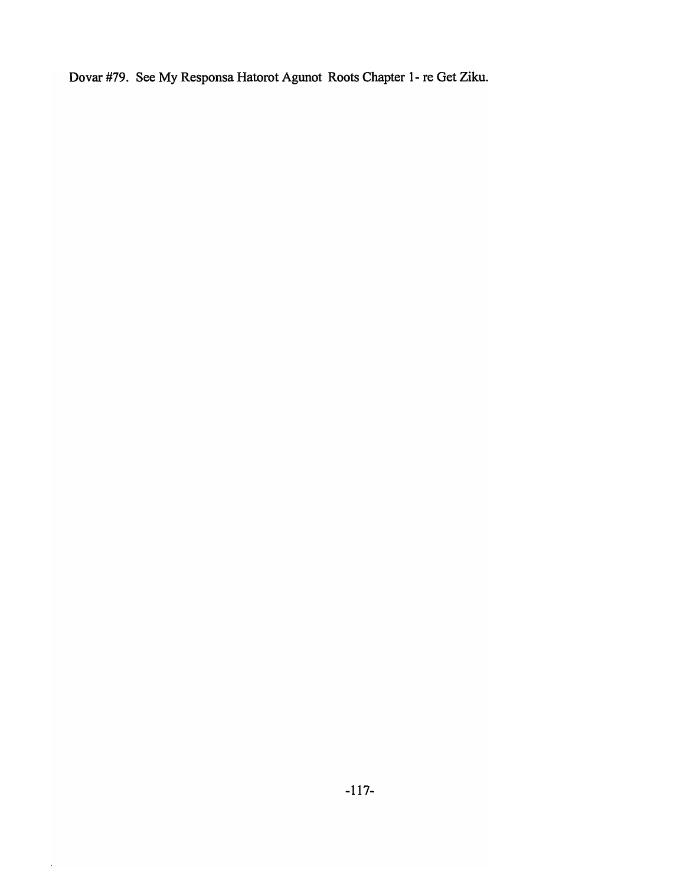Dovar #79. See My Responsa Hatorot Agunot Roots Chapter 1- re Get Ziku.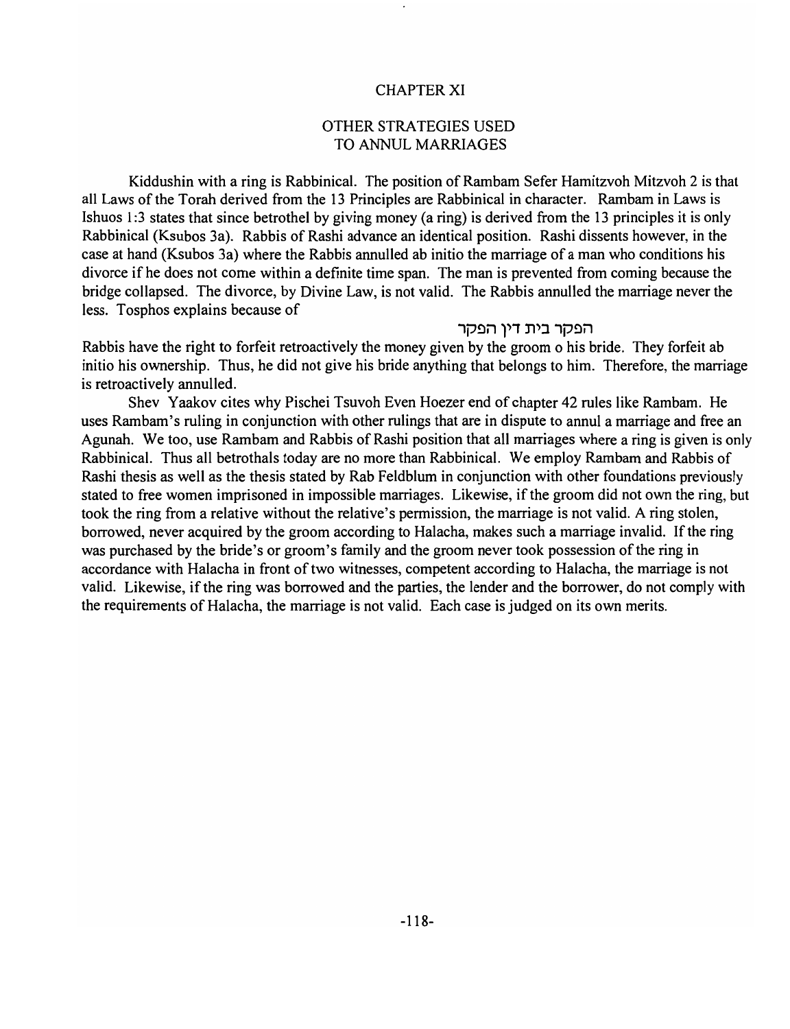# CHAPTER XI

## OTHER STRATEGIES USED TO ANNUL MARRIAGES

Kiddushin with a ring is Rabbinical. The position of Rambam Sefer Hamitzvoh Mitzvoh 2 is that all Laws of the Torah derived from the 13 Principles are Rabbinical in character. Rambam in Laws is Ishuos 1:3 states that since betrothel by giving money (a ring) is derived from the 13 principles it is only Rabbinical (Ksubos 3a). Rabbis of Rashi advance an identical position. Rashi dissents however, in the case at hand (Ksubos 3a) where the Rabbis annulled ab initio the marriage of a man who conditions his divorce if he does not come within a definite time span. The man is prevented from coming because the bridge collapsed. The divorce, by Divine Law, is not valid. The Rabbis annulled the marriage never the less. Tosphos explains because of

הפקר בית דין הפקר

Rabbis have the right to forfeit retroactively the money given by the groom o his bride. They forfeit ab initio his ownership. Thus, he did not give his bride anything that belongs to him. Therefore, the marriage is retroactively annulled.

Shev Yaakov cites why Pischei Tsuvoh Even Hoezer end of chapter 42 rules like Rambam. He uses Rambam's ruling in conjunction with other rulings that are in dispute to annul a marriage and free an Agunah. We too, use Rambam and Rabbis of Rashi position that all marriages where a ring is given is only Rabbinical. Thus all betrothals today are no more than Rabbinical. We employ Rambam and Rabbis of Rashi thesis as well as the thesis stated by Rab Feldblum in conjunction with other foundations previously stated to free women imprisoned in impossible marriages. Likewise, if the groom did not own the ring, but took the ring from a relative without the relative's permission, the marriage is not valid. A ring stolen, borrowed, never acquired by the groom according to Halacha, makes such a marriage invalid. If the ring was purchased by the bride's or groom's family and the groom never took possession of the ring in accordance with Halacha in front of two witnesses, competent according to Halacha, the marriage is not valid. Likewise, if the ring was borrowed and the parties, the lender and the borrower, do not comply with the requirements of Halacha, the marriage is not valid. Each case is judged on its own merits.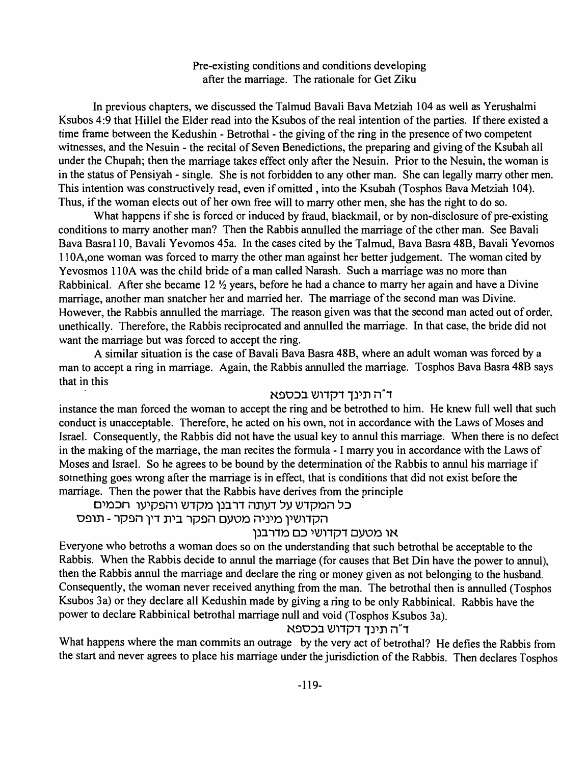Pre-existing conditions and conditions developing after the marriage. The rationale for Get Ziku

In previous chapters, we discussed the Talmud Bavali Bava Metziah 104 as well as Yerushalmi Ksubos 4:9 that Hillel the Elder read into the Ksubos of the real intention of the parties. If there existed a time frame between the Kedushin - Betrothal - the giving of the ring in the presence of two competent witnesses, and the Nesuin - the recital of Seven Benedictions, the preparing and giving of the Ksubah all under the Chupah; then the marriage takes effect only after the Nesuin. Prior to the Nesuin, the woman is in the status of Pensiyah - single. She is not forbidden to any other man. She can legally marry other men. This intention was constructively read, even if omitted , into the Ksubah (Tosphos Bava Metziah 104). Thus, if the woman elects out of her own free will to marry other men, she has the right to do so.

What happens if she is forced or induced by fraud, blackmail, or by non-disclosure of pre-existing conditions to marry another man? Then the Rabbis annulled the marriage of the other man. See Bavali Bava Basra110, Bavali Yevomos 45a. In the cases cited by the Talmud, Bava Basra 48B, Bavali Yevomos 110A,one woman was forced to marry the other man against her better judgement. The woman cited by Yevosmos 110A was the child bride of a man called Narash. Such a marriage was no more than Rabbinical. After she became 12 ½ years, before he had a chance to marry her again and have a Divine marriage, another man snatcher her and married her. The marriage of the second man was Divine. However, the Rabbis annulled the marriage. The reason given was that the second man acted out of order, unethically. Therefore, the Rabbis reciprocated and annulled the marriage. In that case, the bride did not want the marriage but was forced to accept the ring.

A similar situation is the case of Bavali Bava Basra 48B, where an adult woman was forced by a man to accept a ring in marriage. Again, the Rabbis annulled the marriage. Tosphos Bava Basra 48B says that in this

ד"ה תינך דקדוש בכספא

instance the man forced the woman to accept the ring and be betrothed to him. He knew full well that such conduct is unacceptable. Therefore, he acted on his own, not in accordance with the Laws of Moses and Israel. Consequently, the Rabbis did not have the usual key to annul this marriage. When there is no defect in the making of the marriage, the man recites the formula - I marry you in accordance with the Laws of Moses and Israel. So he agrees to be bound by the determination of the Rabbis to annul his marriage if something goes wrong after the marriage is in effect, that is conditions that did not exist before the marriage. Then the power that the Rabbis have derives from the principle

כל המקדש על דעתה דרבנן מקדש והפקיעו חכמים
הקדושין מיניה מטעם הפקר בית דין הפקר - תופס
או מטעם דקדושי כם מדרבנן

Everyone who betroths a woman does so on the understanding that such betrothal be acceptable to the Rabbis. When the Rabbis decide to annul the marriage (for causes that Bet Din have the power to annul), then the Rabbis annul the marriage and declare the ring or money given as not belonging to the husband. Consequently, the woman never received anything from the man. The betrothal then is annulled (Tosphos Ksubos 3a) or they declare all Kedushin made by giving a ring to be only Rabbinical. Rabbis have the power to declare Rabbinical betrothal marriage null and void (Tosphos Ksubos 3a).

ד"ה תינך דקדוש בכספא

What happens where the man commits an outrage by the very act of betrothal? He defies the Rabbis from the start and never agrees to place his marriage under the jurisdiction of the Rabbis. Then declares Tosphos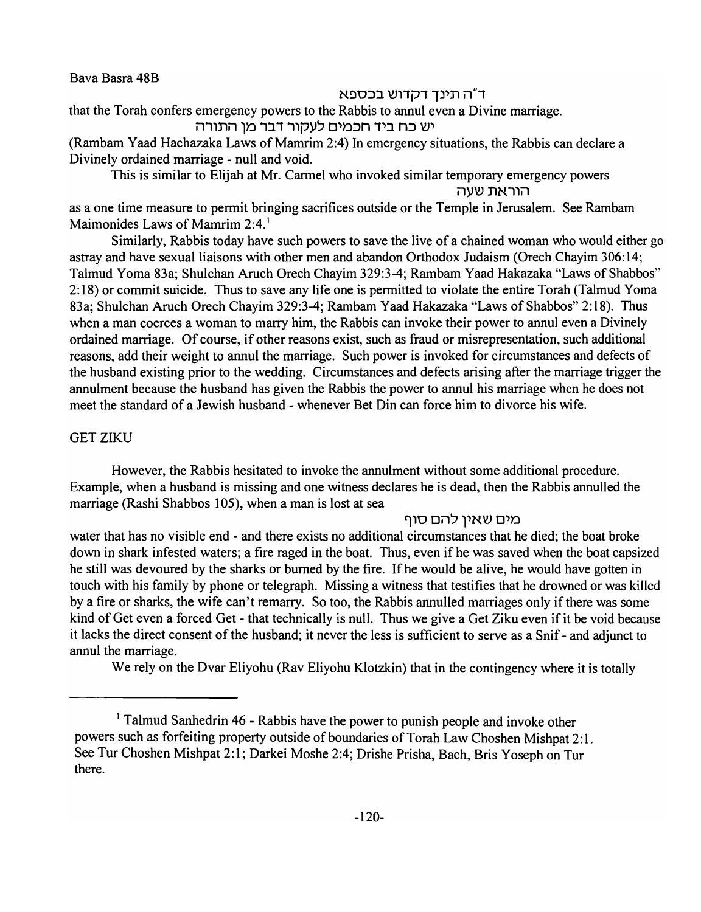Bava Basra 48B

ד"ה תינך דקדוש בכספא

that the Torah confers emergency powers to the Rabbis to annul even a Divine marriage.

יש כח ביד חכמים לעקור דבר מן התורה

(Rambam Yaad Hachazaka Laws of Mamrim 2:4) In emergency situations, the Rabbis can declare a Divinely ordained marriage - null and void.

This is similar to Elijah at Mr. Carmel who invoked similar temporary emergency powers

הוראת שעה

as a one time measure to permit bringing sacrifices outside or the Temple in Jerusalem. See Rambam Maimonides Laws of Mamrim 2:4.[1]

Similarly, Rabbis today have such powers to save the live of a chained woman who would either go astray and have sexual liaisons with other men and abandon Orthodox Judaism (Orech Chayim 306:14; Talmud Yoma 83a; Shulchan Aruch Orech Chayim 329:3-4; Rambam Yaad Hakazaka "Laws of Shabbos" 2:18) or commit suicide. Thus to save any life one is permitted to violate the entire Torah (Talmud Yoma 83a; Shulchan Aruch Orech Chayim 329:3-4; Rambam Yaad Hakazaka "Laws of Shabbos" 2:18). Thus when a man coerces a woman to marry him, the Rabbis can invoke their power to annul even a Divinely ordained marriage. Of course, if other reasons exist, such as fraud or misrepresentation, such additional reasons, add their weight to annul the marriage. Such power is invoked for circumstances and defects of the husband existing prior to the wedding. Circumstances and defects arising after the marriage trigger the annulment because the husband has given the Rabbis the power to annul his marriage when he does not meet the standard of a Jewish husband - whenever Bet Din can force him to divorce his wife.

## GET ZIKU

However, the Rabbis hesitated to invoke the annulment without some additional procedure. Example, when a husband is missing and one witness declares he is dead, then the Rabbis annulled the marriage (Rashi Shabbos 105), when a man is lost at sea

מים שאין להם סוף

water that has no visible end - and there exists no additional circumstances that he died; the boat broke down in shark infested waters; a fire raged in the boat. Thus, even if he was saved when the boat capsized he still was devoured by the sharks or burned by the fire. If he would be alive, he would have gotten in touch with his family by phone or telegraph. Missing a witness that testifies that he drowned or was killed by a fire or sharks, the wife can't remarry. So too, the Rabbis annulled marriages only if there was some kind of Get even a forced Get - that technically is null. Thus we give a Get Ziku even if it be void because it lacks the direct consent of the husband; it never the less is sufficient to serve as a Snif - and adjunct to annul the marriage.

We rely on the Dvar Eliyohu (Rav Eliyohu Klotzkin) that in the contingency where it is totally

---

[1] Talmud Sanhedrin 46 - Rabbis have the power to punish people and invoke other powers such as forfeiting property outside of boundaries of Torah Law Choshen Mishpat 2:1. See Tur Choshen Mishpat 2:1; Darkei Moshe 2:4; Drishe Prisha, Bach, Bris Yoseph on Tur there.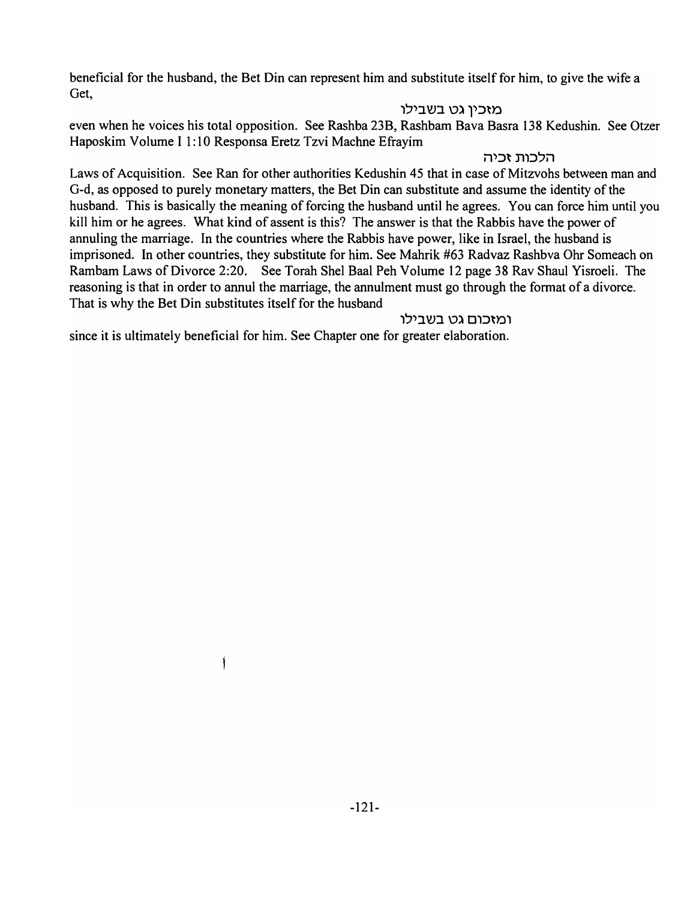beneficial for the husband, the Bet Din can represent him and substitute itself for him, to give the wife a Get,

מזכין גט בשבילו

even when he voices his total opposition. See Rashba 23B, Rashbam Bava Basra 138 Kedushin. See Otzer Haposkim Volume I 1:10 Responsa Eretz Tzvi Machne Efrayim

הלכות זכיה

Laws of Acquisition. See Ran for other authorities Kedushin 45 that in case of Mitzvohs between man and G-d, as opposed to purely monetary matters, the Bet Din can substitute and assume the identity of the husband. This is basically the meaning of forcing the husband until he agrees. You can force him until you kill him or he agrees. What kind of assent is this? The answer is that the Rabbis have the power of annuling the marriage. In the countries where the Rabbis have power, like in Israel, the husband is imprisoned. In other countries, they substitute for him. See Mahrik #63 Radvaz Rashbva Ohr Someach on Rambam Laws of Divorce 2:20. See Torah Shel Baal Peh Volume 12 page 38 Rav Shaul Yisroeli. The reasoning is that in order to annul the marriage, the annulment must go through the format of a divorce. That is why the Bet Din substitutes itself for the husband

ומזכום גט בשבילו

since it is ultimately beneficial for him. See Chapter one for greater elaboration.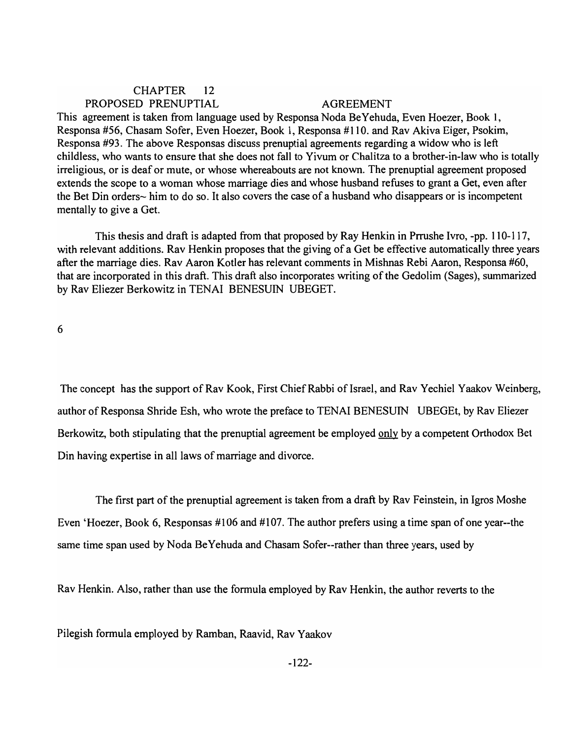# CHAPTER 12

## PROPOSED PRENUPTIAL AGREEMENT

This agreement is taken from language used by Responsa Noda BeYehuda, Even Hoezer, Book 1, Responsa #56, Chasam Sofer, Even Hoezer, Book 1, Responsa #110. and Rav Akiva Eiger, Psokim, Responsa #93. The above Responsas discuss prenuptial agreements regarding a widow who is left childless, who wants to ensure that she does not fall to Yivum or Chalitza to a brother-in-law who is totally irreligious, or is deaf or mute, or whose whereabouts are not known. The prenuptial agreement proposed extends the scope to a woman whose marriage dies and whose husband refuses to grant a Get, even after the Bet Din orders~ him to do so. It also covers the case of a husband who disappears or is incompetent mentally to give a Get.

This thesis and draft is adapted from that proposed by Ray Henkin in Prrushe Ivro, -pp. 110-117, with relevant additions. Rav Henkin proposes that the giving of a Get be effective automatically three years after the marriage dies. Rav Aaron Kotler has relevant comments in Mishnas Rebi Aaron, Responsa #60, that are incorporated in this draft. This draft also incorporates writing of the Gedolim (Sages), summarized by Rav Eliezer Berkowitz in TENAI BENESUIN UBEGET.

6

The concept has the support of Rav Kook, First Chief Rabbi of Israel, and Rav Yechiel Yaakov Weinberg, author of Responsa Shride Esh, who wrote the preface to TENAI BENESUIN UBEGEt, by Rav Eliezer Berkowitz, both stipulating that the prenuptial agreement be employed <u>only</u> by a competent Orthodox Bet Din having expertise in all laws of marriage and divorce.

The first part of the prenuptial agreement is taken from a draft by Rav Feinstein, in Igros Moshe Even 'Hoezer, Book 6, Responsas #106 and #107. The author prefers using a time span of one year--the same time span used by Noda BeYehuda and Chasam Sofer--rather than three years, used by Rav Henkin. Also, rather than use the formula employed by Rav Henkin, the author reverts to the Pilegish formula employed by Ramban, Raavid, Rav Yaakov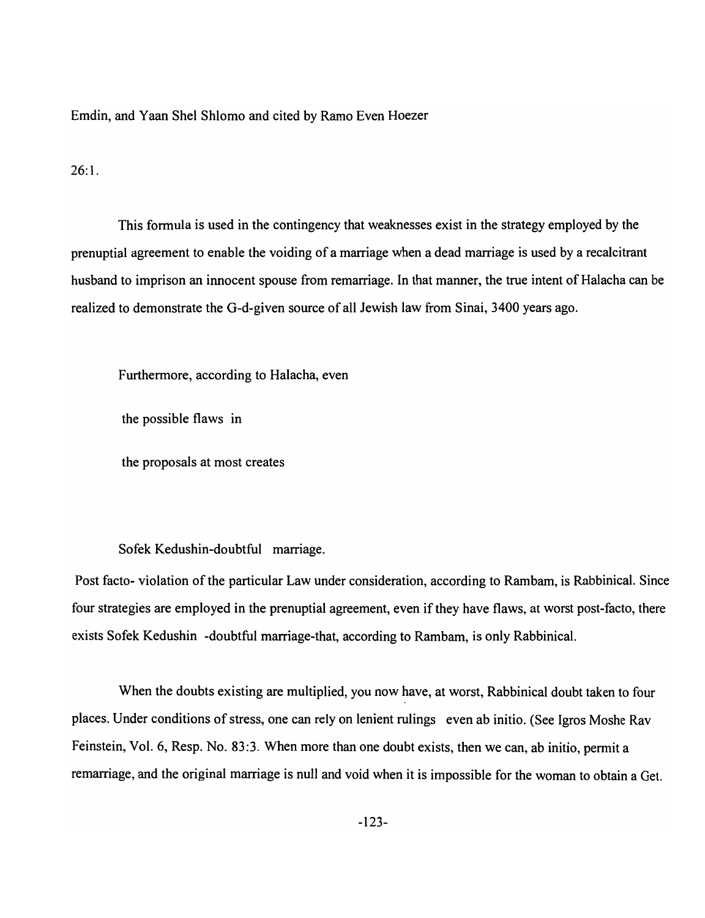Emdin, and Yaan Shel Shlomo and cited by Ramo Even Hoezer

26:1.

This formula is used in the contingency that weaknesses exist in the strategy employed by the prenuptial agreement to enable the voiding of a marriage when a dead marriage is used by a recalcitrant husband to imprison an innocent spouse from remarriage. In that manner, the true intent of Halacha can be realized to demonstrate the G-d-given source of all Jewish law from Sinai, 3400 years ago.

Furthermore, according to Halacha, even

the possible flaws in

the proposals at most creates

Sofek Kedushin-doubtful marriage.

Post facto- violation of the particular Law under consideration, according to Rambam, is Rabbinical. Since four strategies are employed in the prenuptial agreement, even if they have flaws, at worst post-facto, there exists Sofek Kedushin -doubtful marriage-that, according to Rambam, is only Rabbinical.

When the doubts existing are multiplied, you now have, at worst, Rabbinical doubt taken to four places. Under conditions of stress, one can rely on lenient rulings even ab initio. (See Igros Moshe Rav Feinstein, Vol. 6, Resp. No. 83:3. When more than one doubt exists, then we can, ab initio, permit a remarriage, and the original marriage is null and void when it is impossible for the woman to obtain a Get.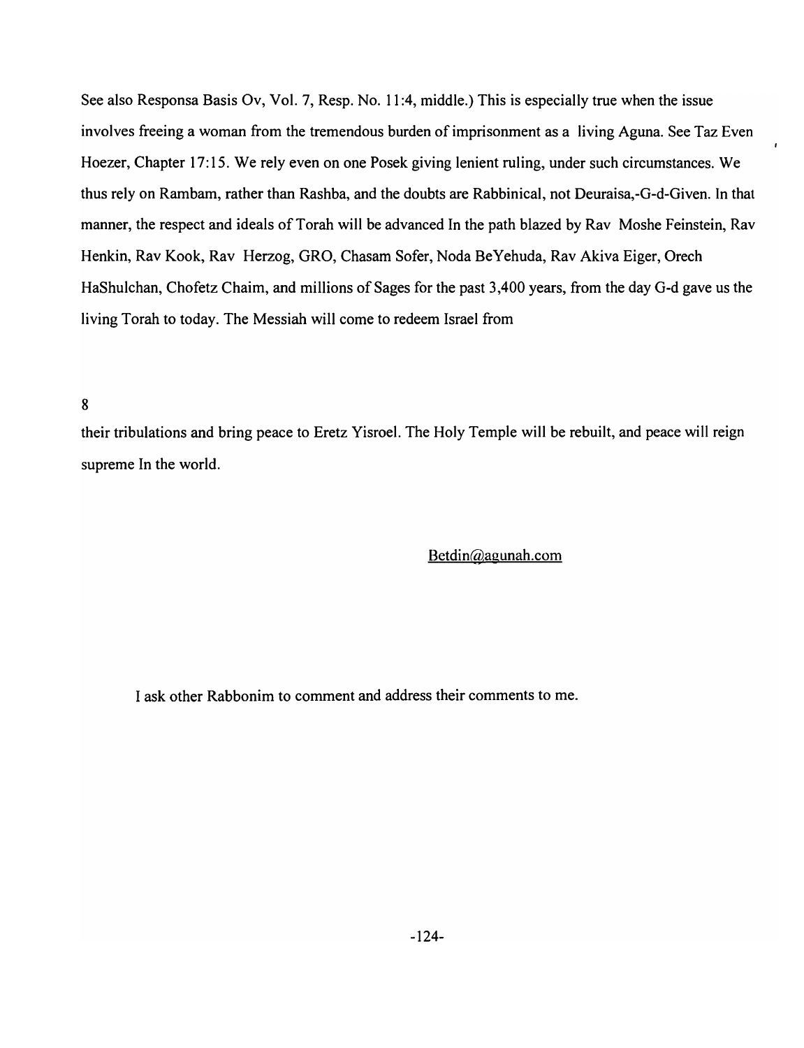See also Responsa Basis Ov, Vol. 7, Resp. No. 11:4, middle.) This is especially true when the issue involves freeing a woman from the tremendous burden of imprisonment as a living Aguna. See Taz Even Hoezer, Chapter 17:15. We rely even on one Posek giving lenient ruling, under such circumstances. We thus rely on Rambam, rather than Rashba, and the doubts are Rabbinical, not Deuraisa,-G-d-Given. In that manner, the respect and ideals of Torah will be advanced In the path blazed by Rav Moshe Feinstein, Rav Henkin, Rav Kook, Rav Herzog, GRO, Chasam Sofer, Noda BeYehuda, Rav Akiva Eiger, Orech HaShulchan, Chofetz Chaim, and millions of Sages for the past 3,400 years, from the day G-d gave us the living Torah to today. The Messiah will come to redeem Israel from

8

their tribulations and bring peace to Eretz Yisroel. The Holy Temple will be rebuilt, and peace will reign supreme In the world.

Betdin@agunah.com

I ask other Rabbonim to comment and address their comments to me.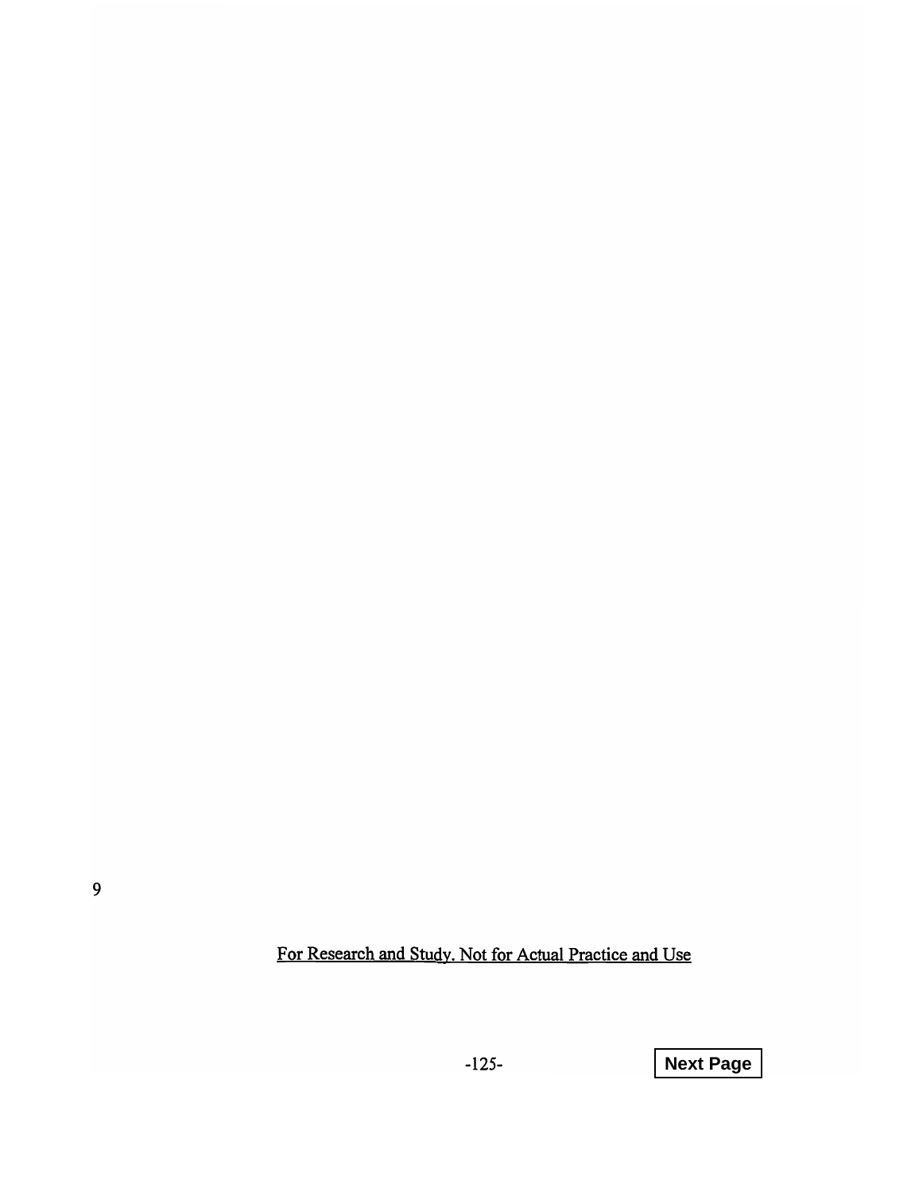9

For Research and Study. Not for Actual Practice and Use

Next Page